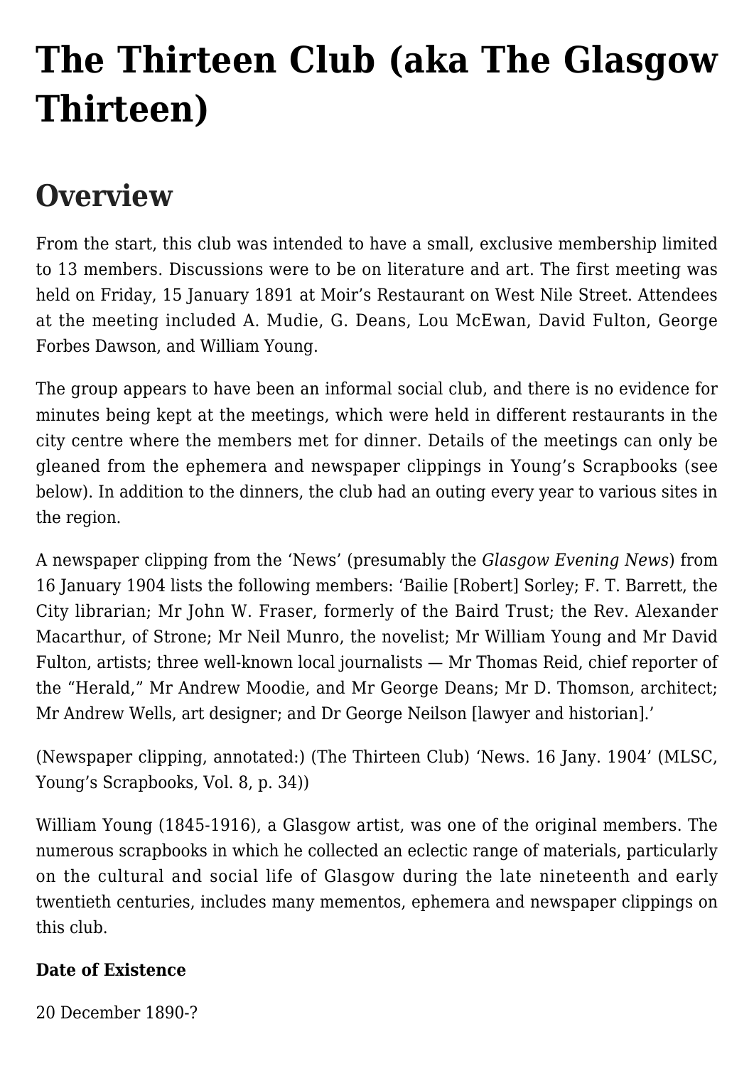# The Thirteen Club (aka The Glasgow Thirteen)

## Overview

From the start, this club was intended to have a small, exclusive membership limited to 13 members. Discussions were to be on literature and art. The first meeting was held on Friday, 15 January 1891 at Moir's Restaurant on West Nile Street. Attendees at the meeting included A. Mudie, G. Deans, Lou McEwan, David Fulton, George Forbes Dawson, and William Young.

The group appears to have been an informal social club, and there is no evidence for minutes being kept at the meetings, which were held in different restaurants in the city centre where the members met for dinner. Details of the meetings can only be gleaned from the ephemera and newspaper clippings in Young's Scrapbooks (see below). In addition to the dinners, the club had an outing every year to various sites in the region.

A newspaper clipping from the 'News' (presumably the *Glasgow Evening News*) from 16 January 1904 lists the following members: 'Bailie [Robert] Sorley; F. T. Barrett, the City librarian; Mr John W. Fraser, formerly of the Baird Trust; the Rev. Alexander Macarthur, of Strone; Mr Neil Munro, the novelist; Mr William Young and Mr David Fulton, artists; three well-known local journalists — Mr Thomas Reid, chief reporter of the "Herald," Mr Andrew Moodie, and Mr George Deans; Mr D. Thomson, architect; Mr Andrew Wells, art designer; and Dr George Neilson [lawyer and historian].'

(Newspaper clipping, annotated:) (The Thirteen Club) 'News. 16 Jany. 1904' (MLSC, Young's Scrapbooks, Vol. 8, p. 34))

William Young (1845-1916), a Glasgow artist, was one of the original members. The numerous scrapbooks in which he collected an eclectic range of materials, particularly on the cultural and social life of Glasgow during the late nineteenth and early twentieth centuries, includes many mementos, ephemera and newspaper clippings on this club.

**Date of Existence**

20 December 1890-?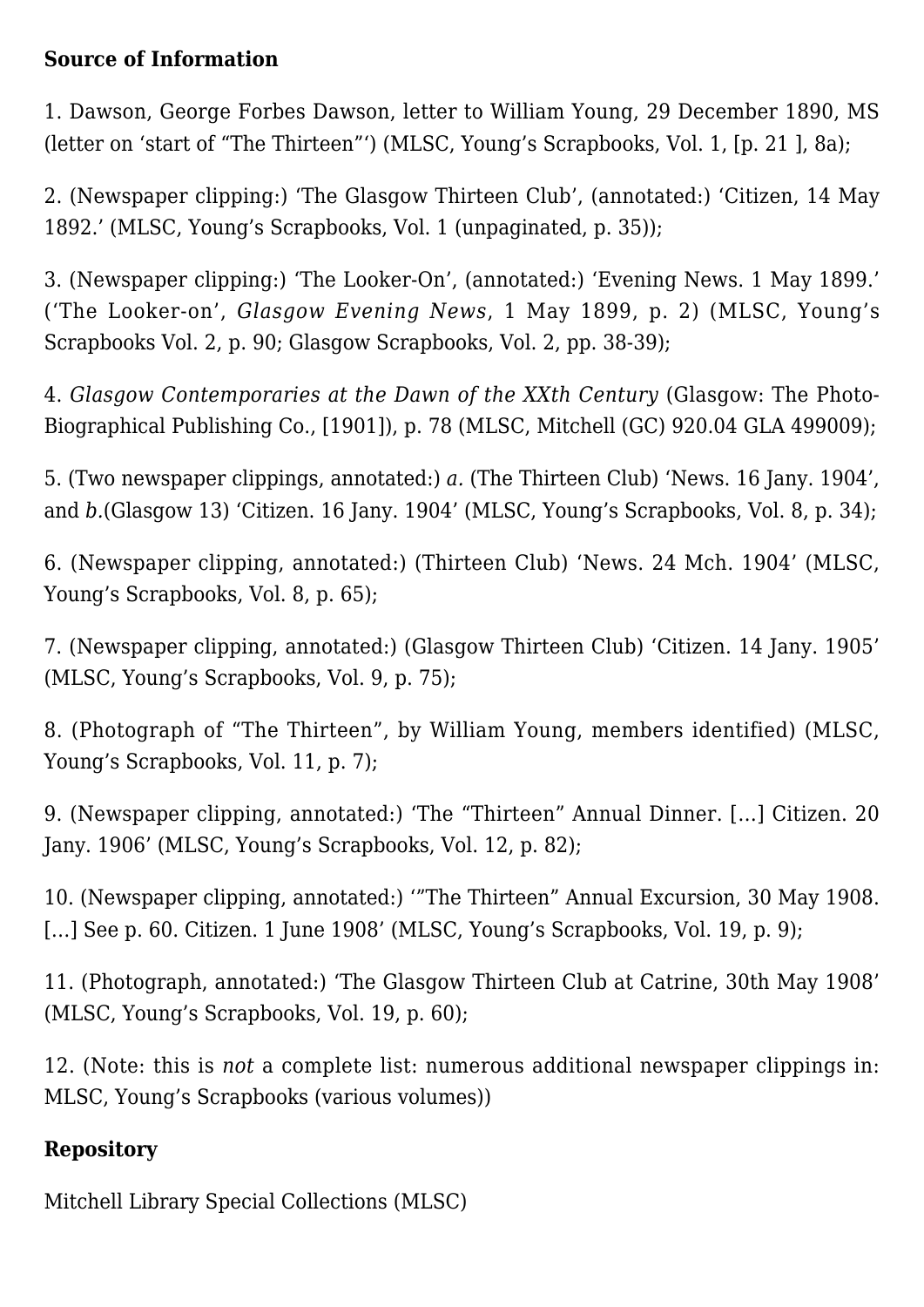**Source of Information**

1. Dawson, George Forbes Dawson, letter to William Young, 29 December 1890, MS (letter on 'start of "The Thirteen"') (MLSC, Young's Scrapbooks, Vol. 1, [p. 21 ], 8a);

2. (Newspaper clipping:) 'The Glasgow Thirteen Club', (annotated:) 'Citizen, 14 May 1892.' (MLSC, Young's Scrapbooks, Vol. 1 (unpaginated, p. 35));

3. (Newspaper clipping:) 'The Looker-On', (annotated:) 'Evening News. 1 May 1899.' ('The Looker-on', *Glasgow Evening News*, 1 May 1899, p. 2) (MLSC, Young's Scrapbooks Vol. 2, p. 90; Glasgow Scrapbooks, Vol. 2, pp. 38-39);

4. *Glasgow Contemporaries at the Dawn of the XXth Century* (Glasgow: The Photo-Biographical Publishing Co., [1901]), p. 78 (MLSC, Mitchell (GC) 920.04 GLA 499009);

5. (Two newspaper clippings, annotated:) *a.* (The Thirteen Club) 'News. 16 Jany. 1904', and *b.*(Glasgow 13) 'Citizen. 16 Jany. 1904' (MLSC, Young's Scrapbooks, Vol. 8, p. 34);

6. (Newspaper clipping, annotated:) (Thirteen Club) 'News. 24 Mch. 1904' (MLSC, Young's Scrapbooks, Vol. 8, p. 65);

7. (Newspaper clipping, annotated:) (Glasgow Thirteen Club) 'Citizen. 14 Jany. 1905' (MLSC, Young's Scrapbooks, Vol. 9, p. 75);

8. (Photograph of "The Thirteen", by William Young, members identified) (MLSC, Young's Scrapbooks, Vol. 11, p. 7);

9. (Newspaper clipping, annotated:) 'The "Thirteen" Annual Dinner. […] Citizen. 20 Jany. 1906' (MLSC, Young's Scrapbooks, Vol. 12, p. 82);

10. (Newspaper clipping, annotated:) '"The Thirteen" Annual Excursion, 30 May 1908. […] See p. 60. Citizen. 1 June 1908' (MLSC, Young's Scrapbooks, Vol. 19, p. 9);

11. (Photograph, annotated:) 'The Glasgow Thirteen Club at Catrine, 30th May 1908' (MLSC, Young's Scrapbooks, Vol. 19, p. 60);

12. (Note: this is *not* a complete list: numerous additional newspaper clippings in: MLSC, Young's Scrapbooks (various volumes))

**Repository**

Mitchell Library Special Collections (MLSC)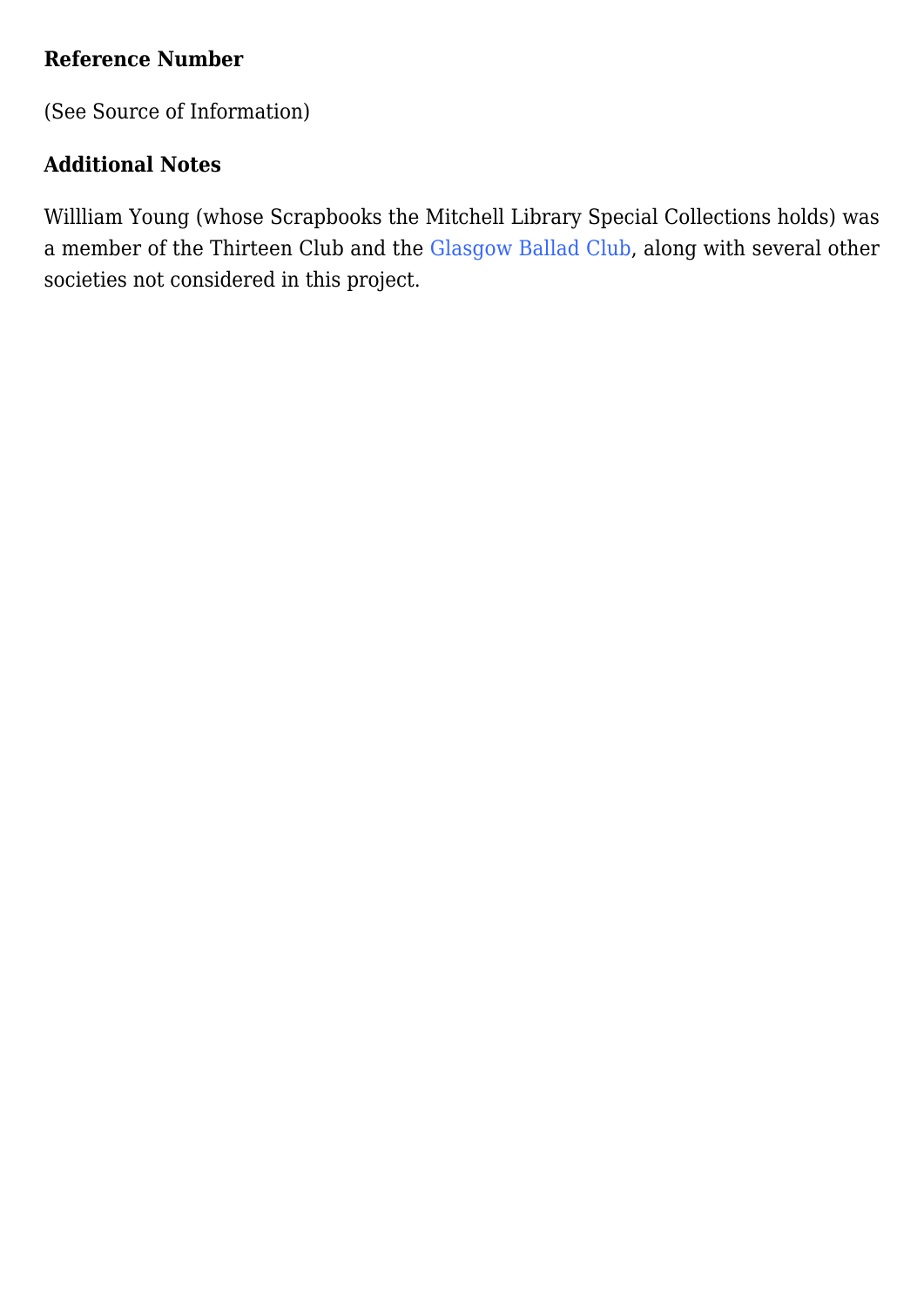**Reference Number**

(See Source of Information)

**Additional Notes**

Willliam Young (whose Scrapbooks the Mitchell Library Special Collections holds) was a member of the Thirteen Club and the Glasgow Ballad Club, along with several other societies not considered in this project.